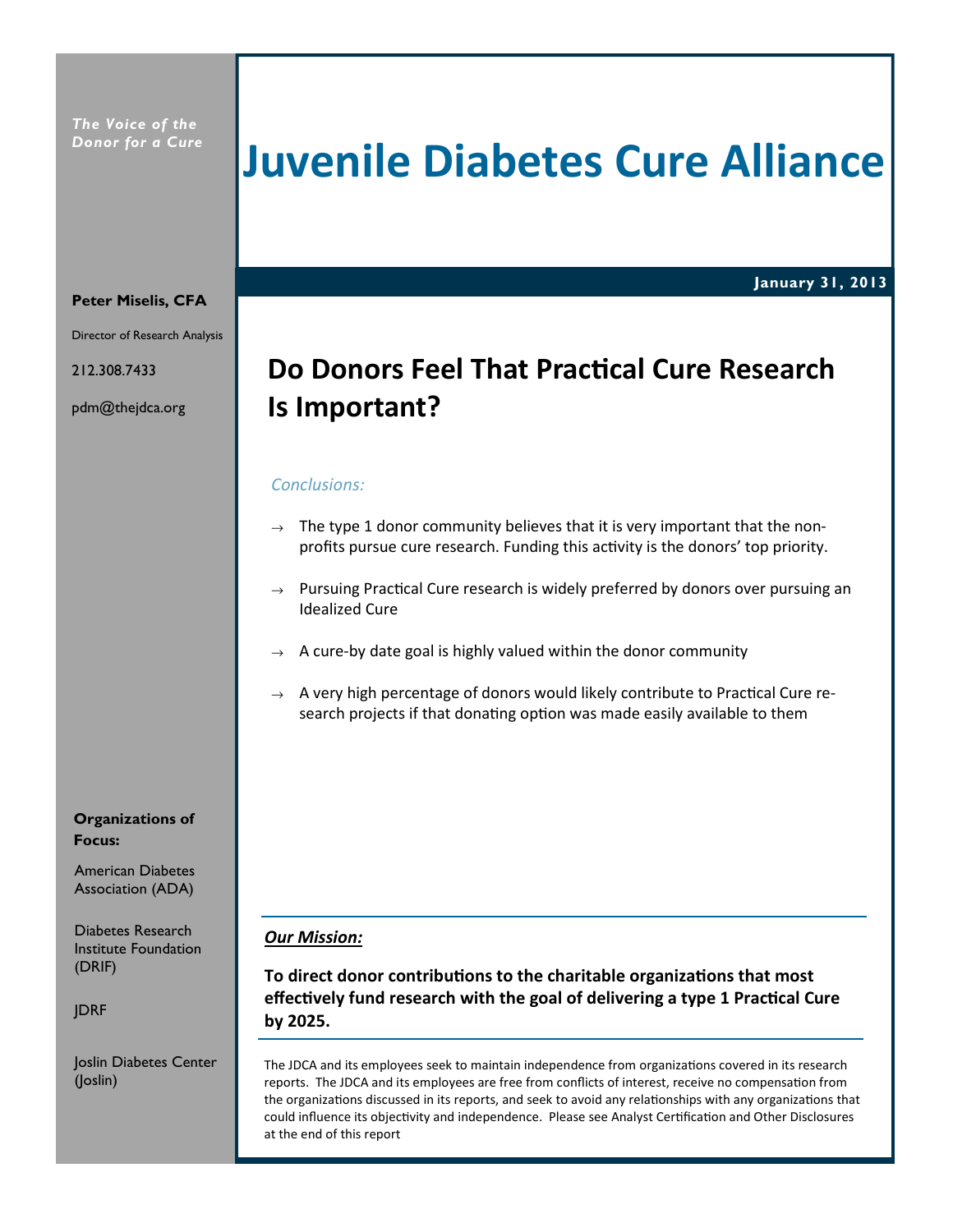*The Voice of the Donor for a Cure*

# Juvenile Diabetes Cure Alliance

**January 31, 2013**

**Peter Miselis, CFA**

Director of Research Analysis

212.308.7433

pdm@thejdca.org

## Do Donors Feel That Practical Cure Research Is Important?

*Conclusions:*

- The type 1 donor community believes that it is very important that the non-profits pursue cure research. Funding this activity is the donors' top priority.
- Pursuing Practical Cure research is widely preferred by donors over pursuing an Idealized Cure
- A cure-by date goal is highly valued within the donor community
- A very high percentage of donors would likely contribute to Practical Cure research projects if that donating option was made easily available to them

**Organizations of Focus:**

American Diabetes Association (ADA)

Diabetes Research Institute Foundation (DRIF)

JDRF

Joslin Diabetes Center (Joslin)

***Our Mission:***

**To direct donor contributions to the charitable organizations that most effectively fund research with the goal of delivering a type 1 Practical Cure by 2025.**

The JDCA and its employees seek to maintain independence from organizations covered in its research reports. The JDCA and its employees are free from conflicts of interest, receive no compensation from the organizations discussed in its reports, and seek to avoid any relationships with any organizations that could influence its objectivity and independence. Please see Analyst Certification and Other Disclosures at the end of this report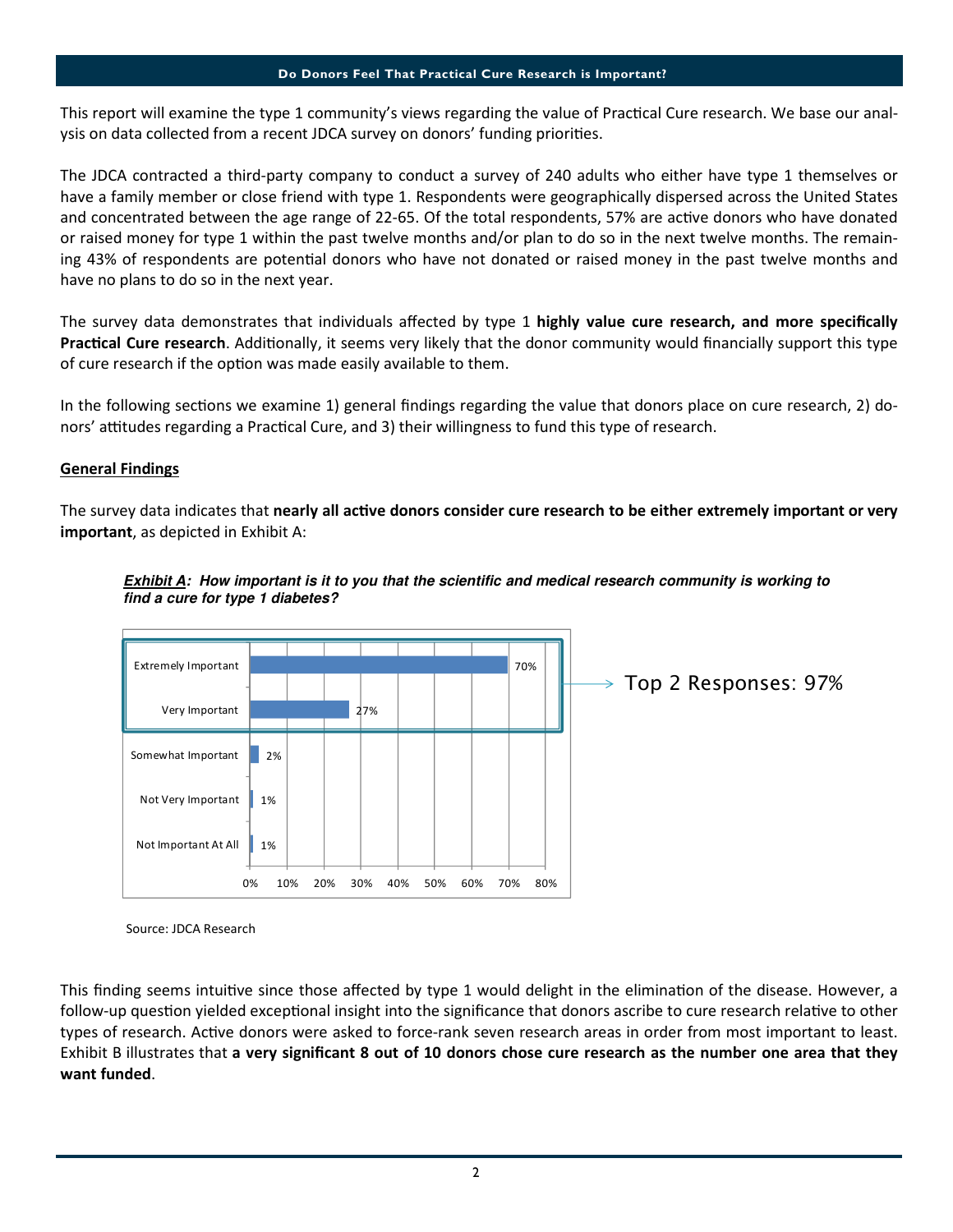## Do Donors Feel That Practical Cure Research is Important?

This report will examine the type 1 community's views regarding the value of Practical Cure research. We base our analysis on data collected from a recent JDCA survey on donors' funding priorities.

The JDCA contracted a third-party company to conduct a survey of 240 adults who either have type 1 themselves or have a family member or close friend with type 1. Respondents were geographically dispersed across the United States and concentrated between the age range of 22-65. Of the total respondents, 57% are active donors who have donated or raised money for type 1 within the past twelve months and/or plan to do so in the next twelve months. The remaining 43% of respondents are potential donors who have not donated or raised money in the past twelve months and have no plans to do so in the next year.

The survey data demonstrates that individuals affected by type 1 **highly value cure research, and more specifically Practical Cure research**. Additionally, it seems very likely that the donor community would financially support this type of cure research if the option was made easily available to them.

In the following sections we examine 1) general findings regarding the value that donors place on cure research, 2) donors' attitudes regarding a Practical Cure, and 3) their willingness to fund this type of research.

### General Findings

The survey data indicates that **nearly all active donors consider cure research to be either extremely important or very important**, as depicted in Exhibit A:

***Exhibit A*: How important is it to you that the scientific and medical research community is working to find a cure for type 1 diabetes?**

| Response | Percentage |
|---|---|
| Extremely Important | 70% |
| Very Important | 27% |
| Somewhat Important | 2% |
| Not Very Important | 1% |
| Not Important At All | 1% |

Top 2 Responses: 97%

Source: JDCA Research

This finding seems intuitive since those affected by type 1 would delight in the elimination of the disease. However, a follow-up question yielded exceptional insight into the significance that donors ascribe to cure research relative to other types of research. Active donors were asked to force-rank seven research areas in order from most important to least. Exhibit B illustrates that **a very significant 8 out of 10 donors chose cure research as the number one area that they want funded**.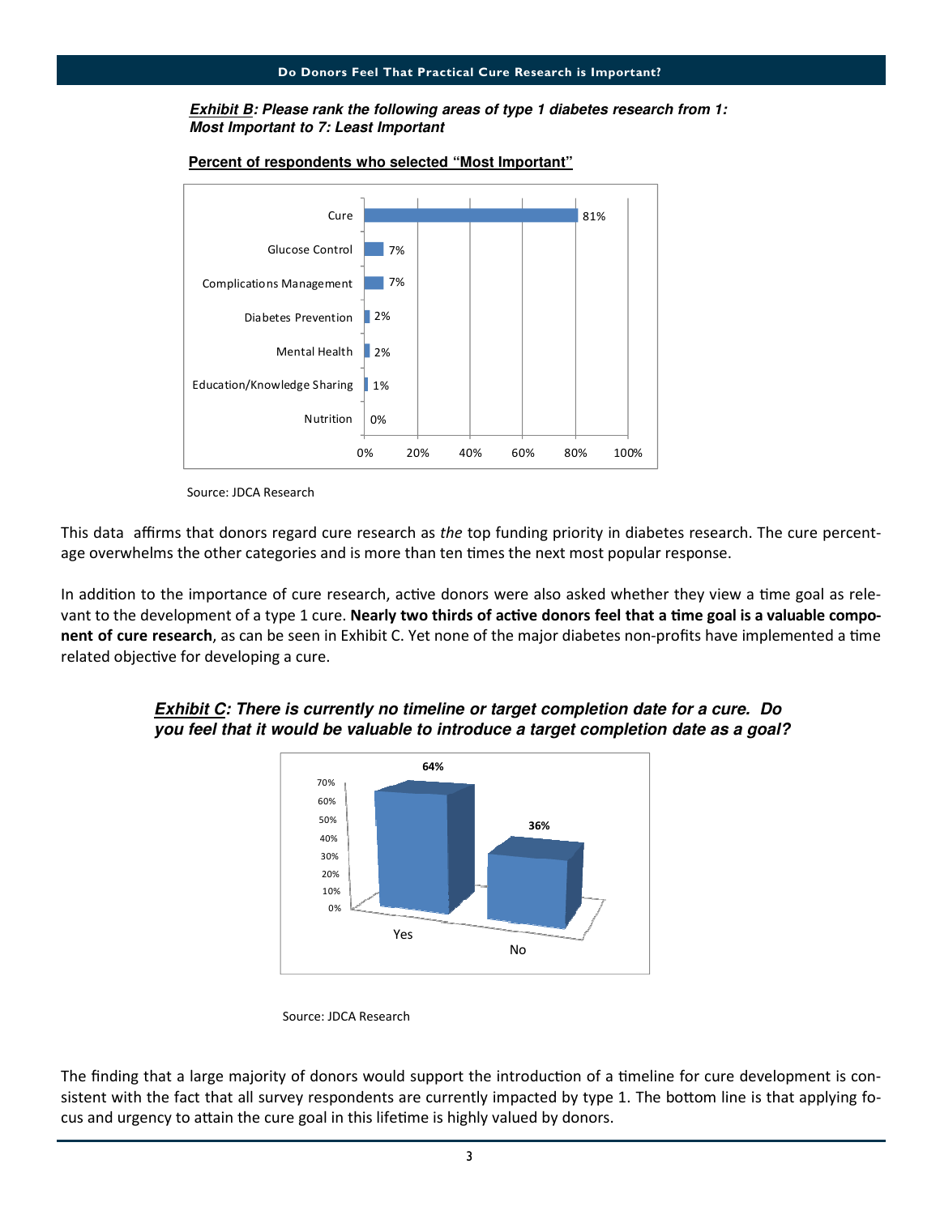## Do Donors Feel That Practical Cure Research is Important?

***Exhibit B**: Please rank the following areas of type 1 diabetes research from 1: Most Important to 7: Least Important*

**Percent of respondents who selected "Most Important"**

| Area | Percent |
|---|---|
| Cure | 81% |
| Glucose Control | 7% |
| Complications Management | 7% |
| Diabetes Prevention | 2% |
| Mental Health | 2% |
| Education/Knowledge Sharing | 1% |
| Nutrition | 0% |

Source: JDCA Research

This data affirms that donors regard cure research as *the* top funding priority in diabetes research. The cure percentage overwhelms the other categories and is more than ten times the next most popular response.

In addition to the importance of cure research, active donors were also asked whether they view a time goal as relevant to the development of a type 1 cure. **Nearly two thirds of active donors feel that a time goal is a valuable component of cure research**, as can be seen in Exhibit C. Yet none of the major diabetes non-profits have implemented a time related objective for developing a cure.

***Exhibit C**: There is currently no timeline or target completion date for a cure. Do you feel that it would be valuable to introduce a target completion date as a goal?*

| Response | Percent |
|---|---|
| Yes | 64% |
| No | 36% |

Source: JDCA Research

The finding that a large majority of donors would support the introduction of a timeline for cure development is consistent with the fact that all survey respondents are currently impacted by type 1. The bottom line is that applying focus and urgency to attain the cure goal in this lifetime is highly valued by donors.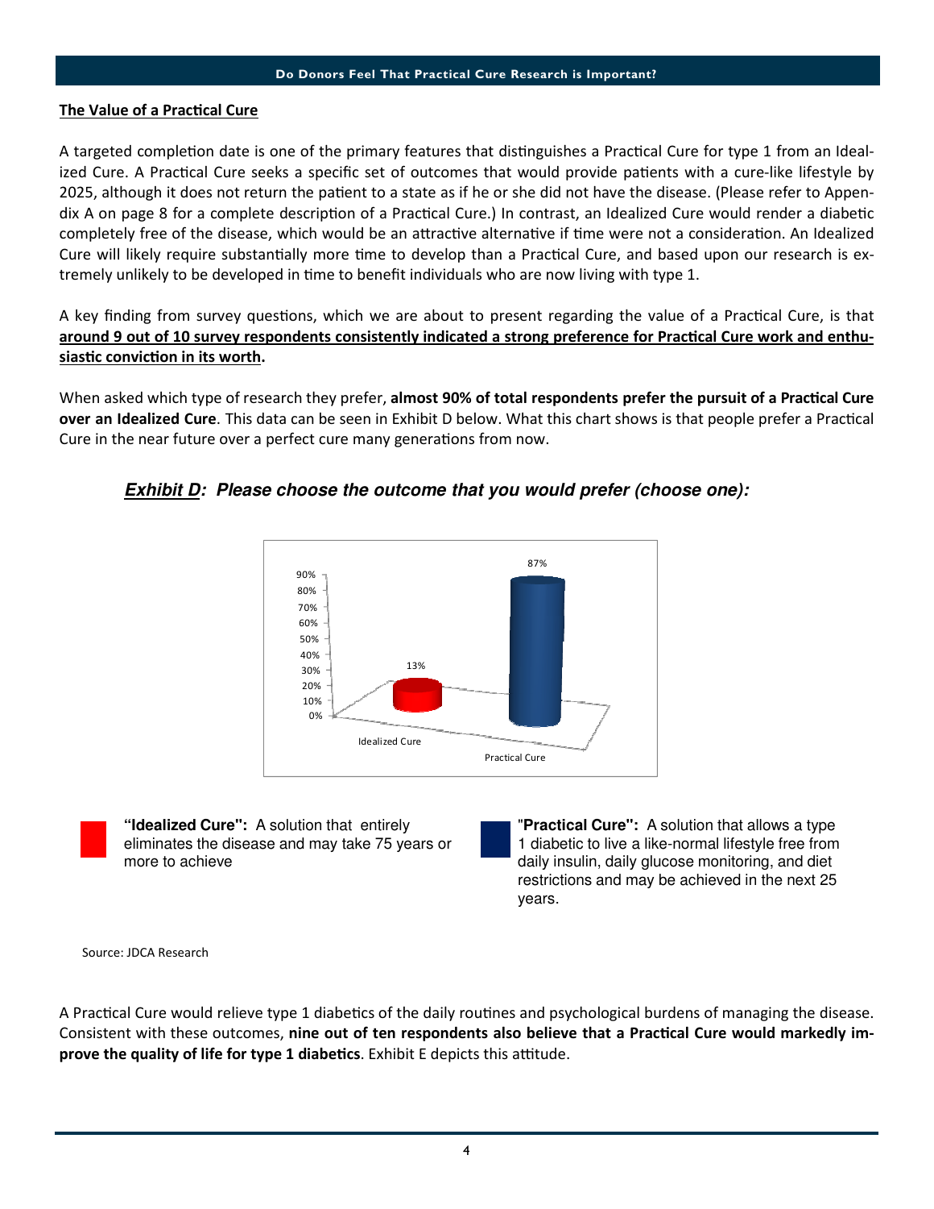## The Value of a Practical Cure

A targeted completion date is one of the primary features that distinguishes a Practical Cure for type 1 from an Idealized Cure. A Practical Cure seeks a specific set of outcomes that would provide patients with a cure-like lifestyle by 2025, although it does not return the patient to a state as if he or she did not have the disease. (Please refer to Appendix A on page 8 for a complete description of a Practical Cure.) In contrast, an Idealized Cure would render a diabetic completely free of the disease, which would be an attractive alternative if time were not a consideration. An Idealized Cure will likely require substantially more time to develop than a Practical Cure, and based upon our research is extremely unlikely to be developed in time to benefit individuals who are now living with type 1.

A key finding from survey questions, which we are about to present regarding the value of a Practical Cure, is that **around 9 out of 10 survey respondents consistently indicated a strong preference for Practical Cure work and enthusiastic conviction in its worth.**

When asked which type of research they prefer, **almost 90% of total respondents prefer the pursuit of a Practical Cure over an Idealized Cure**. This data can be seen in Exhibit D below. What this chart shows is that people prefer a Practical Cure in the near future over a perfect cure many generations from now.

***Exhibit D*: Please choose the outcome that you would prefer (choose one):**

| Outcome | Percentage |
|---|---|
| Idealized Cure | 13% |
| Practical Cure | 87% |

**"Idealized Cure":** A solution that entirely eliminates the disease and may take 75 years or more to achieve

**"Practical Cure":** A solution that allows a type 1 diabetic to live a like-normal lifestyle free from daily insulin, daily glucose monitoring, and diet restrictions and may be achieved in the next 25 years.

Source: JDCA Research

A Practical Cure would relieve type 1 diabetics of the daily routines and psychological burdens of managing the disease. Consistent with these outcomes, **nine out of ten respondents also believe that a Practical Cure would markedly improve the quality of life for type 1 diabetics**. Exhibit E depicts this attitude.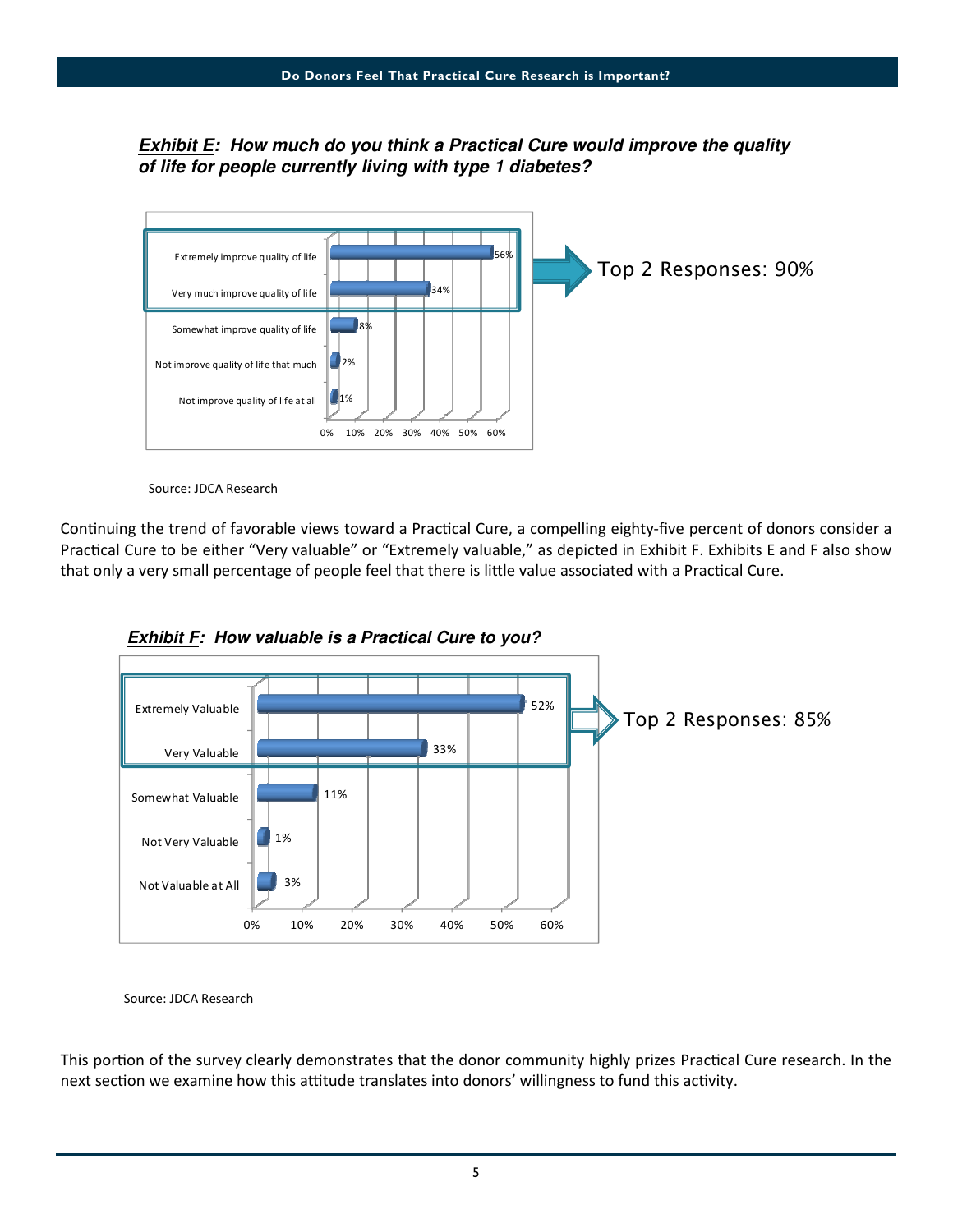***Exhibit E:* How much do you think a Practical Cure would improve the quality of life for people currently living with type 1 diabetes?**

| Response | Percentage |
|---|---|
| Extremely improve quality of life | 56% |
| Very much improve quality of life | 34% |
| Somewhat improve quality of life | 8% |
| Not improve quality of life that much | 2% |
| Not improve quality of life at all | 1% |

Top 2 Responses: 90%

Source: JDCA Research

Continuing the trend of favorable views toward a Practical Cure, a compelling eighty-five percent of donors consider a Practical Cure to be either "Very valuable" or "Extremely valuable," as depicted in Exhibit F. Exhibits E and F also show that only a very small percentage of people feel that there is little value associated with a Practical Cure.

***Exhibit F:* How valuable is a Practical Cure to you?**

| Response | Percentage |
|---|---|
| Extremely Valuable | 52% |
| Very Valuable | 33% |
| Somewhat Valuable | 11% |
| Not Very Valuable | 1% |
| Not Valuable at All | 3% |

Top 2 Responses: 85%

Source: JDCA Research

This portion of the survey clearly demonstrates that the donor community highly prizes Practical Cure research. In the next section we examine how this attitude translates into donors' willingness to fund this activity.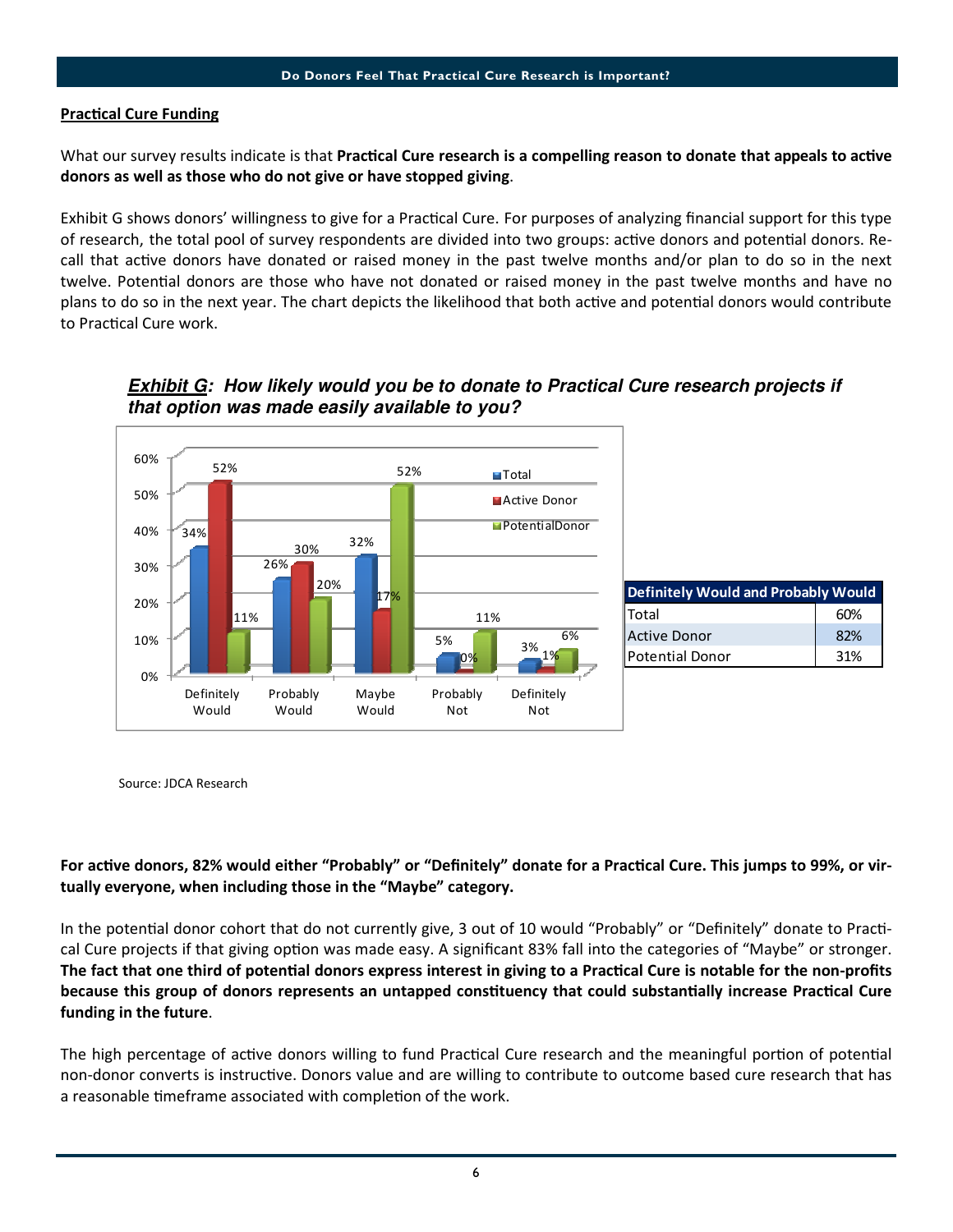## Do Donors Feel That Practical Cure Research is Important?

**Practical Cure Funding**

What our survey results indicate is that **Practical Cure research is a compelling reason to donate that appeals to active donors as well as those who do not give or have stopped giving**.

Exhibit G shows donors' willingness to give for a Practical Cure. For purposes of analyzing financial support for this type of research, the total pool of survey respondents are divided into two groups: active donors and potential donors. Recall that active donors have donated or raised money in the past twelve months and/or plan to do so in the next twelve. Potential donors are those who have not donated or raised money in the past twelve months and have no plans to do so in the next year. The chart depicts the likelihood that both active and potential donors would contribute to Practical Cure work.

***Exhibit G: How likely would you be to donate to Practical Cure research projects if that option was made easily available to you?***

| | Total | Active Donor | Potential Donor |
|---|---|---|---|
| Definitely Would | 34% | 52% | 11% |
| Probably Would | 26% | 30% | 20% |
| Maybe Would | 32% | 17% | 52% |
| Probably Not | 5% | 0% | 11% |
| Definitely Not | 3% | 1% | 6% |

| Definitely Would and Probably Would | |
|---|---|
| Total | 60% |
| Active Donor | 82% |
| Potential Donor | 31% |

Source: JDCA Research

**For active donors, 82% would either "Probably" or "Definitely" donate for a Practical Cure. This jumps to 99%, or virtually everyone, when including those in the "Maybe" category.**

In the potential donor cohort that do not currently give, 3 out of 10 would "Probably" or "Definitely" donate to Practical Cure projects if that giving option was made easy. A significant 83% fall into the categories of "Maybe" or stronger. **The fact that one third of potential donors express interest in giving to a Practical Cure is notable for the non-profits because this group of donors represents an untapped constituency that could substantially increase Practical Cure funding in the future**.

The high percentage of active donors willing to fund Practical Cure research and the meaningful portion of potential non-donor converts is instructive. Donors value and are willing to contribute to outcome based cure research that has a reasonable timeframe associated with completion of the work.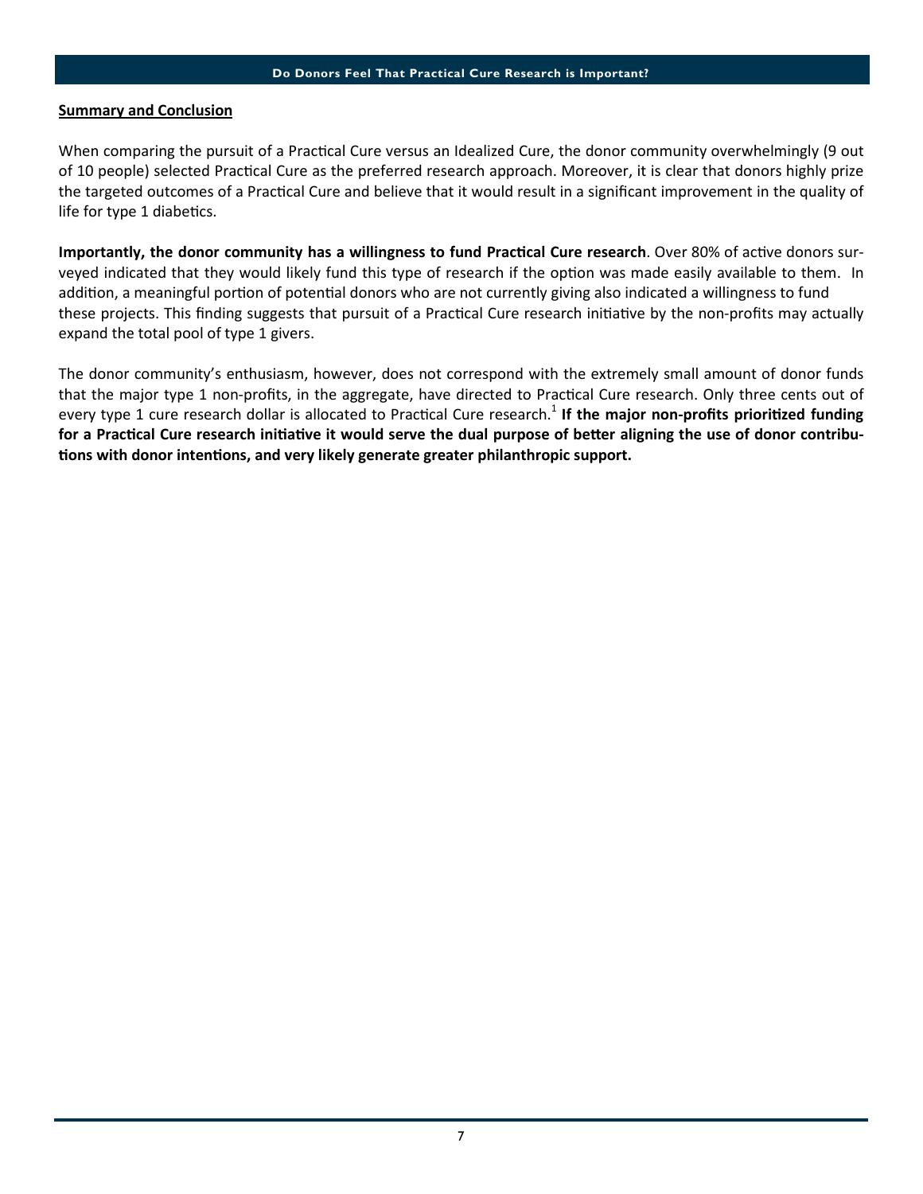## Summary and Conclusion

When comparing the pursuit of a Practical Cure versus an Idealized Cure, the donor community overwhelmingly (9 out of 10 people) selected Practical Cure as the preferred research approach. Moreover, it is clear that donors highly prize the targeted outcomes of a Practical Cure and believe that it would result in a significant improvement in the quality of life for type 1 diabetics.

**Importantly, the donor community has a willingness to fund Practical Cure research**. Over 80% of active donors surveyed indicated that they would likely fund this type of research if the option was made easily available to them. In addition, a meaningful portion of potential donors who are not currently giving also indicated a willingness to fund these projects. This finding suggests that pursuit of a Practical Cure research initiative by the non-profits may actually expand the total pool of type 1 givers.

The donor community's enthusiasm, however, does not correspond with the extremely small amount of donor funds that the major type 1 non-profits, in the aggregate, have directed to Practical Cure research. Only three cents out of every type 1 cure research dollar is allocated to Practical Cure research.[1] **If the major non-profits prioritized funding for a Practical Cure research initiative it would serve the dual purpose of better aligning the use of donor contributions with donor intentions, and very likely generate greater philanthropic support.**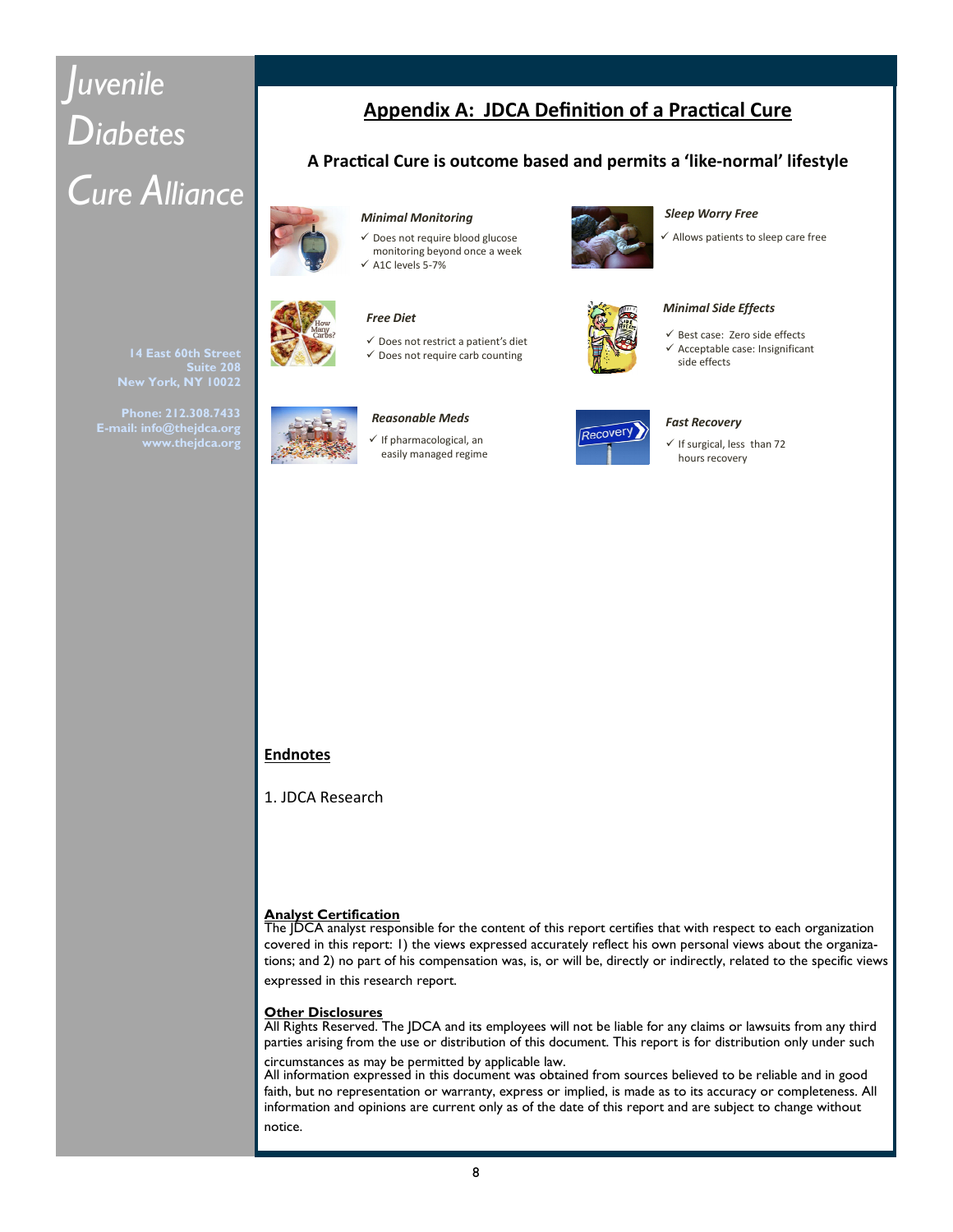Juvenile Diabetes Cure Alliance

14 East 60th Street
Suite 208
New York, NY 10022

Phone: 212.308.7433
E-mail: info@thejdca.org
www.thejdca.org

## Appendix A: JDCA Definition of a Practical Cure

### A Practical Cure is outcome based and permits a 'like-normal' lifestyle

***Minimal Monitoring***

- ✓ Does not require blood glucose monitoring beyond once a week
- ✓ A1C levels 5-7%

***Sleep Worry Free***

- ✓ Allows patients to sleep care free

***Free Diet***

- ✓ Does not restrict a patient's diet
- ✓ Does not require carb counting

***Minimal Side Effects***

- ✓ Best case: Zero side effects
- ✓ Acceptable case: Insignificant side effects

***Reasonable Meds***

- ✓ If pharmacological, an easily managed regime

***Fast Recovery***

- ✓ If surgical, less than 72 hours recovery

## Endnotes

1. JDCA Research

**Analyst Certification**

The JDCA analyst responsible for the content of this report certifies that with respect to each organization covered in this report: 1) the views expressed accurately reflect his own personal views about the organizations; and 2) no part of his compensation was, is, or will be, directly or indirectly, related to the specific views expressed in this research report.

**Other Disclosures**

All Rights Reserved. The JDCA and its employees will not be liable for any claims or lawsuits from any third parties arising from the use or distribution of this document. This report is for distribution only under such circumstances as may be permitted by applicable law.

All information expressed in this document was obtained from sources believed to be reliable and in good faith, but no representation or warranty, express or implied, is made as to its accuracy or completeness. All information and opinions are current only as of the date of this report and are subject to change without notice.